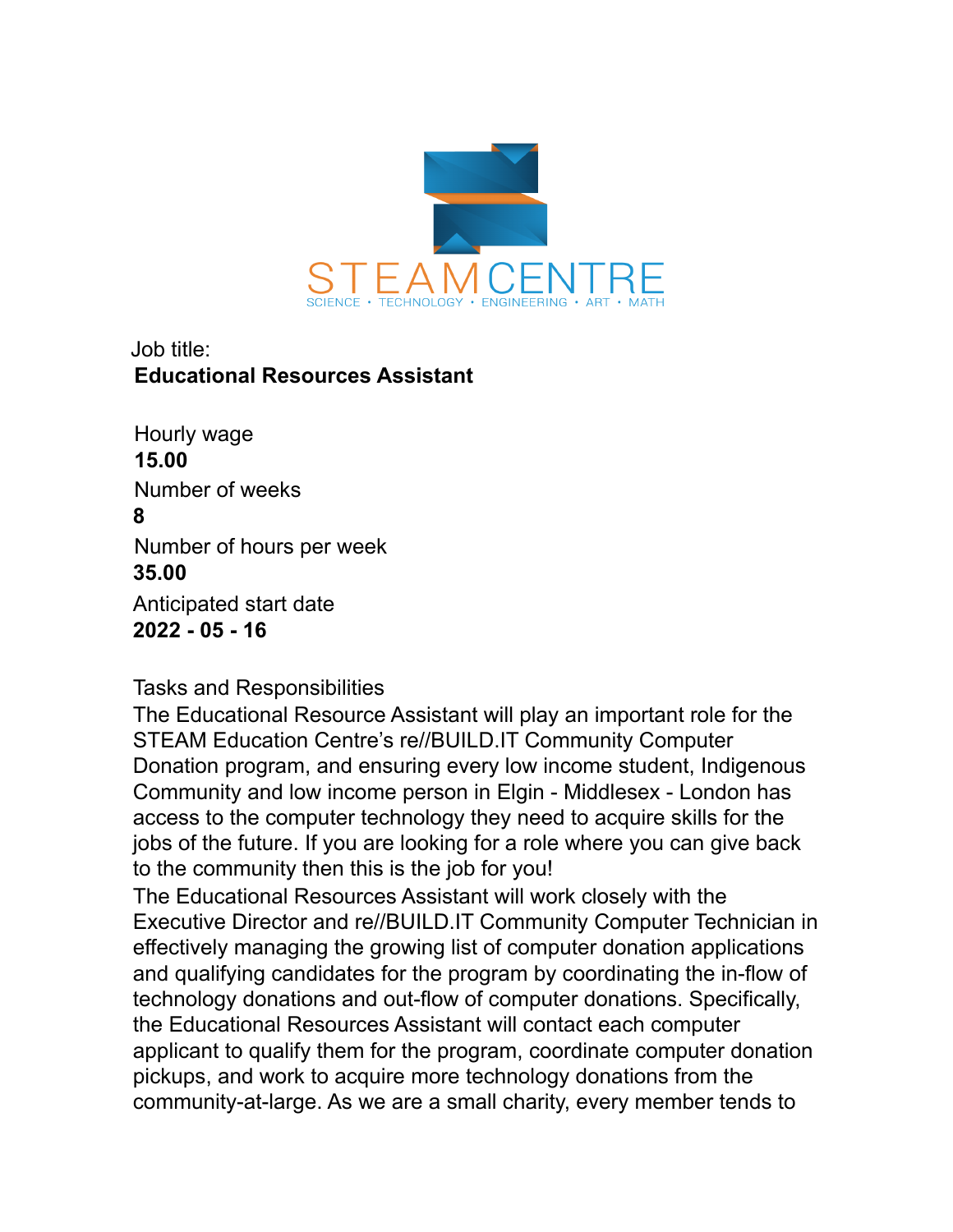STEAM CENTRE

SCIENCE • TECHNOLOGY • ENGINEERING • ART • MATH

Job title:
**Educational Resources Assistant**

Hourly wage
**15.00**

Number of weeks
**8**

Number of hours per week
**35.00**

Anticipated start date
**2022 - 05 - 16**

Tasks and Responsibilities

The Educational Resource Assistant will play an important role for the STEAM Education Centre's re//BUILD.IT Community Computer Donation program, and ensuring every low income student, Indigenous Community and low income person in Elgin - Middlesex - London has access to the computer technology they need to acquire skills for the jobs of the future. If you are looking for a role where you can give back to the community then this is the job for you!

The Educational Resources Assistant will work closely with the Executive Director and re//BUILD.IT Community Computer Technician in effectively managing the growing list of computer donation applications and qualifying candidates for the program by coordinating the in-flow of technology donations and out-flow of computer donations. Specifically, the Educational Resources Assistant will contact each computer applicant to qualify them for the program, coordinate computer donation pickups, and work to acquire more technology donations from the community-at-large. As we are a small charity, every member tends to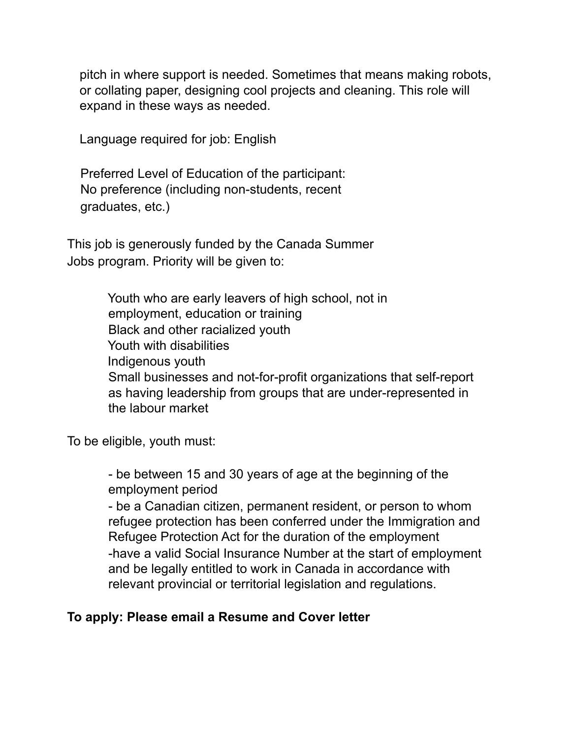pitch in where support is needed. Sometimes that means making robots, or collating paper, designing cool projects and cleaning. This role will expand in these ways as needed.

Language required for job: English

Preferred Level of Education of the participant: No preference (including non-students, recent graduates, etc.)

This job is generously funded by the Canada Summer Jobs program. Priority will be given to:

- Youth who are early leavers of high school, not in employment, education or training
- Black and other racialized youth
- Youth with disabilities
- Indigenous youth
- Small businesses and not-for-profit organizations that self-report as having leadership from groups that are under-represented in the labour market

To be eligible, youth must:

- be between 15 and 30 years of age at the beginning of the employment period
- be a Canadian citizen, permanent resident, or person to whom refugee protection has been conferred under the Immigration and Refugee Protection Act for the duration of the employment
- have a valid Social Insurance Number at the start of employment and be legally entitled to work in Canada in accordance with relevant provincial or territorial legislation and regulations.

**To apply: Please email a Resume and Cover letter**